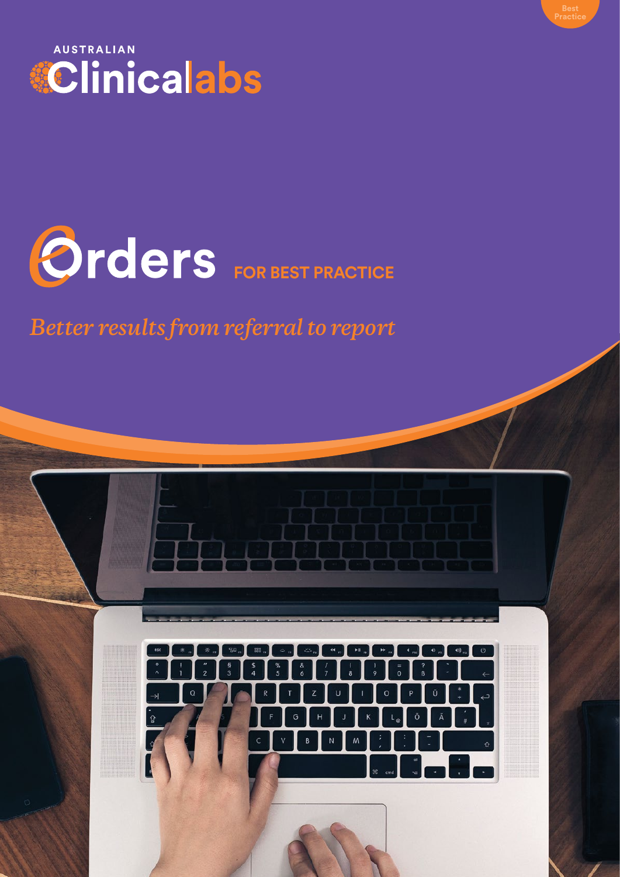Best Practice

AUSTRALIAN Clinicallabs

# eOrders FOR BEST PRACTICE

*Better results from referral to report*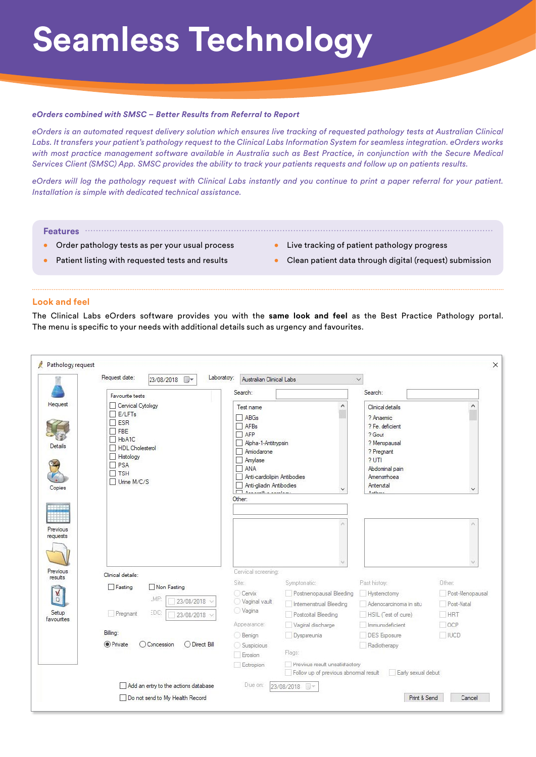# Seamless Technology

***eOrders combined with SMSC – Better Results from Referral to Report***

*eOrders is an automated request delivery solution which ensures live tracking of requested pathology tests at Australian Clinical Labs. It transfers your patient's pathology request to the Clinical Labs Information System for seamless integration. eOrders works with most practice management software available in Australia such as Best Practice, in conjunction with the Secure Medical Services Client (SMSC) App. SMSC provides the ability to track your patients requests and follow up on patients results.*

*eOrders will log the pathology request with Clinical Labs instantly and you continue to print a paper referral for your patient. Installation is simple with dedicated technical assistance.*

## Features

- Order pathology tests as per your usual process
- Patient listing with requested tests and results
- Live tracking of patient pathology progress
- Clean patient data through digital (request) submission

## Look and feel

The Clinical Labs eOrders software provides you with the **same look and feel** as the Best Practice Pathology portal. The menu is specific to your needs with additional details such as urgency and favourites.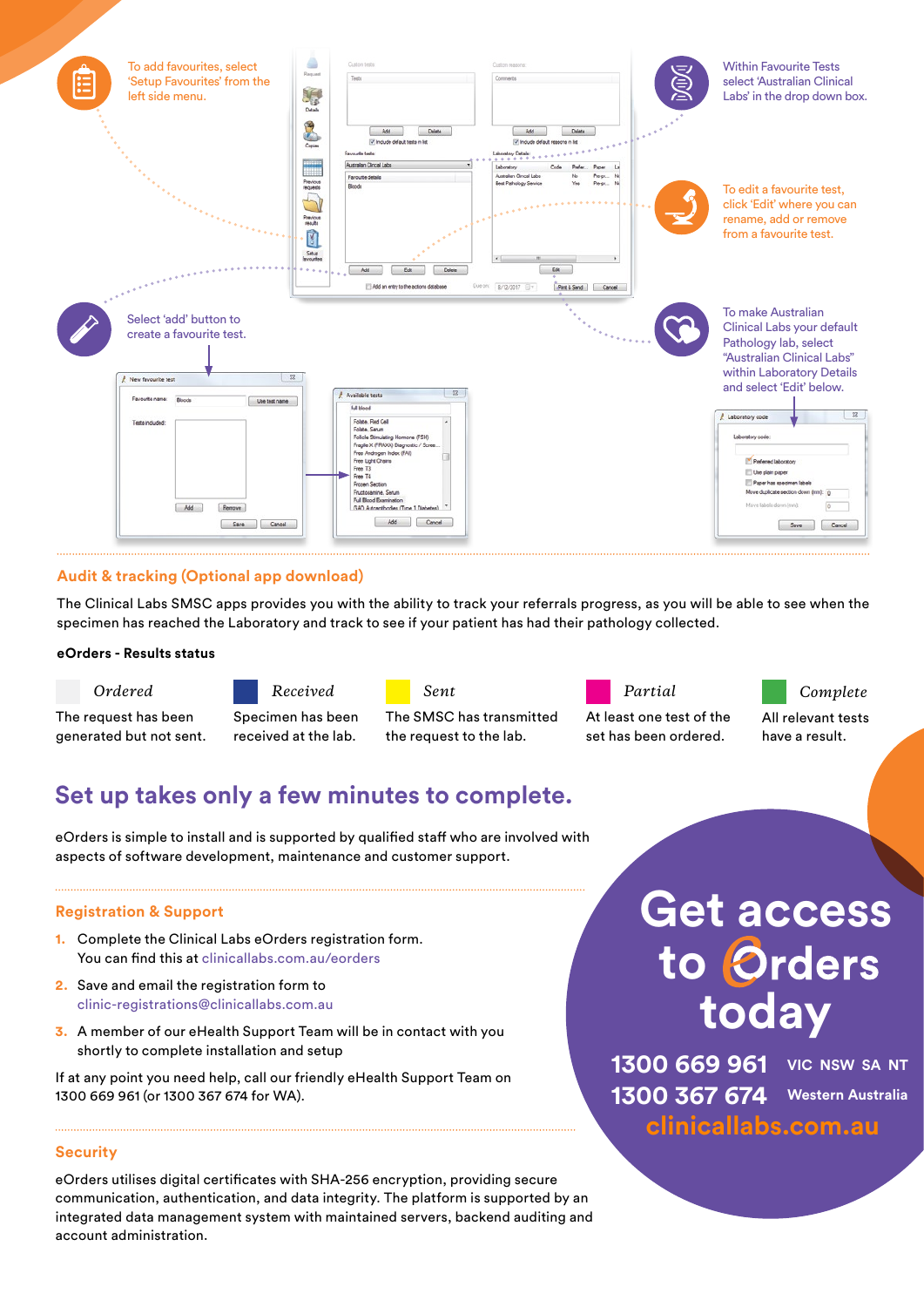To add favourites, select 'Setup Favourites' from the left side menu.

Within Favourite Tests select 'Australian Clinical Labs' in the drop down box.

To edit a favourite test, click 'Edit' where you can rename, add or remove from a favourite test.

Select 'add' button to create a favourite test.

To make Australian Clinical Labs your default Pathology lab, select "Australian Clinical Labs" within Laboratory Details and select 'Edit' below.

## Audit & tracking (Optional app download)

The Clinical Labs SMSC apps provides you with the ability to track your referrals progress, as you will be able to see when the specimen has reached the Laboratory and track to see if your patient has had their pathology collected.

**eOrders - Results status**

| Ordered | Received | Sent | Partial | Complete |
|---|---|---|---|---|
| The request has been generated but not sent. | Specimen has been received at the lab. | The SMSC has transmitted the request to the lab. | At least one test of the set has been ordered. | All relevant tests have a result. |

# Set up takes only a few minutes to complete.

eOrders is simple to install and is supported by qualified staff who are involved with aspects of software development, maintenance and customer support.

## Registration & Support

1. Complete the Clinical Labs eOrders registration form. You can find this at clinicallabs.com.au/eorders
2. Save and email the registration form to clinic-registrations@clinicallabs.com.au
3. A member of our eHealth Support Team will be in contact with you shortly to complete installation and setup

If at any point you need help, call our friendly eHealth Support Team on 1300 669 961 (or 1300 367 674 for WA).

## Security

eOrders utilises digital certificates with SHA-256 encryption, providing secure communication, authentication, and data integrity. The platform is supported by an integrated data management system with maintained servers, backend auditing and account administration.

# Get access to eOrders today

**1300 669 961** VIC NSW SA NT

**1300 367 674** Western Australia

**clinicallabs.com.au**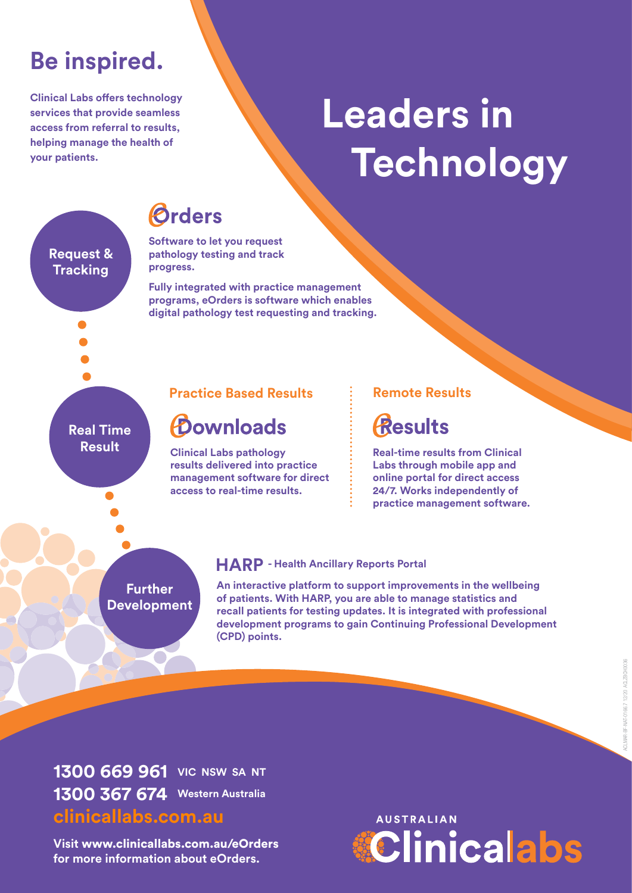# Be inspired.

**Clinical Labs offers technology services that provide seamless access from referral to results, helping manage the health of your patients.**

# Leaders in Technology

## Request & Tracking

### eOrders

**Software to let you request pathology testing and track progress.**

**Fully integrated with practice management programs, eOrders is software which enables digital pathology test requesting and tracking.**

## Real Time Result

### Practice Based Results

#### eDownloads

**Clinical Labs pathology results delivered into practice management software for direct access to real-time results.**

### Remote Results

#### eResults

**Real-time results from Clinical Labs through mobile app and online portal for direct access 24/7. Works independently of practice management software.**

## Further Development

### HARP - Health Ancillary Reports Portal

**An interactive platform to support improvements in the wellbeing of patients. With HARP, you are able to manage statistics and recall patients for testing updates. It is integrated with professional development programs to gain Continuing Professional Development (CPD) points.**

**1300 669 961** VIC NSW SA NT

**1300 367 674** Western Australia

**clinicallabs.com.au**

**Visit www.clinicallabs.com.au/eOrders for more information about eOrders.**

AUSTRALIAN Clinicallabs

ACLMAR-BF-NAT-0166.7 12/20 ACL23-DH0036